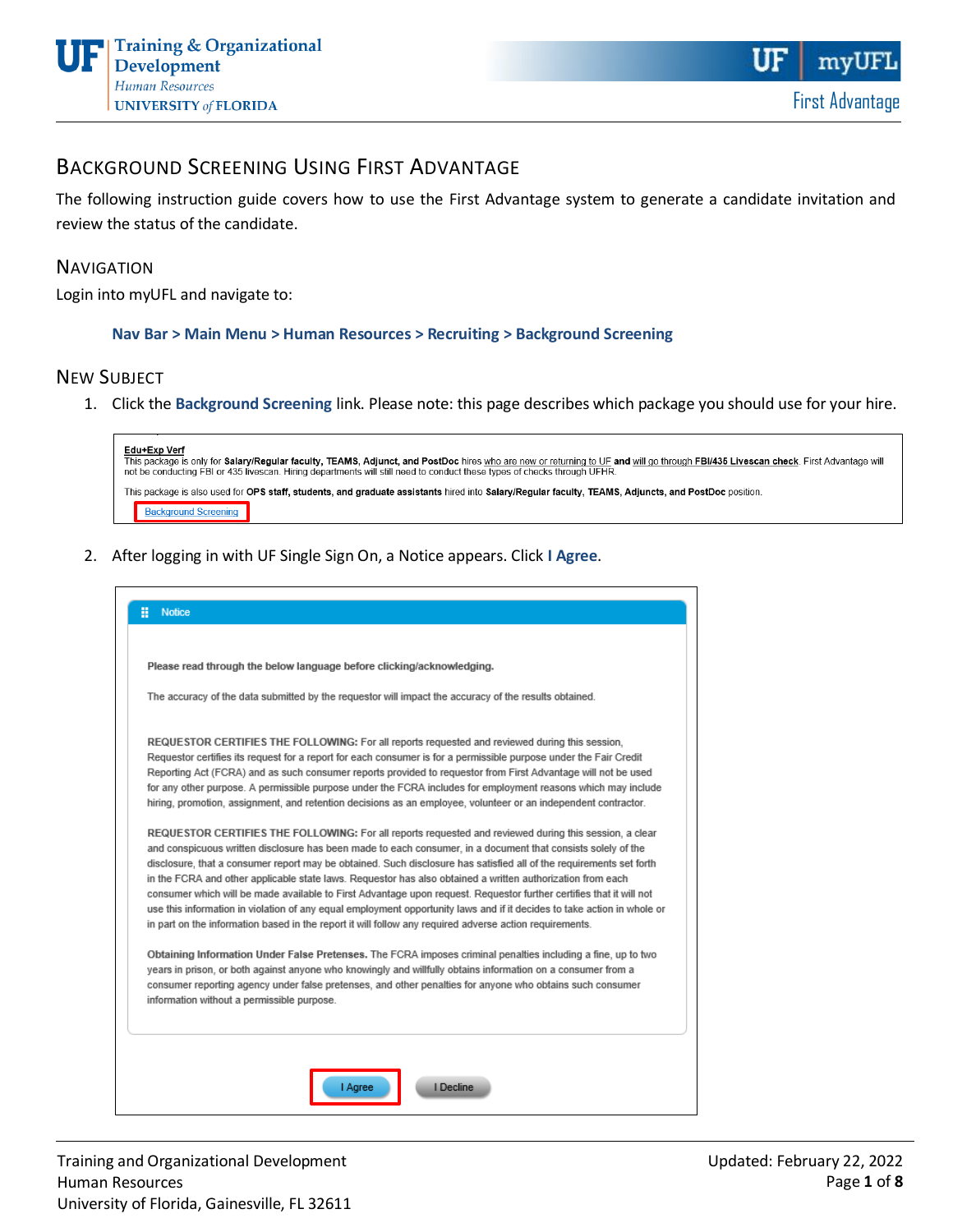# Background Screening Using First Advantage

The following instruction guide covers how to use the First Advantage system to generate a candidate invitation and review the status of the candidate.

## Navigation

Login into myUFL and navigate to:

**Nav Bar > Main Menu > Human Resources > Recruiting > Background Screening**

## New Subject

1. Click the **Background Screening** link. Please note: this page describes which package you should use for your hire.

   **Edu+Exp Verf**
   This package is only for **Salary/Regular faculty, TEAMS, Adjunct, and PostDoc** hires who are new or returning to UF **and** will go through **FBI/435 Livescan check**. First Advantage will not be conducting FBI or 435 livescan. Hiring departments will still need to conduct these types of checks through UFHR.

   This package is also used for **OPS staff, students, and graduate assistants** hired into **Salary/Regular faculty, TEAMS, Adjuncts, and PostDoc** position.

   Background Screening

2. After logging in with UF Single Sign On, a Notice appears. Click **I Agree**.

   **Notice**

   **Please read through the below language before clicking/acknowledging.**

   The accuracy of the data submitted by the requestor will impact the accuracy of the results obtained.

   **REQUESTOR CERTIFIES THE FOLLOWING:** For all reports requested and reviewed during this session, Requestor certifies its request for a report for each consumer is for a permissible purpose under the Fair Credit Reporting Act (FCRA) and as such consumer reports provided to requestor from First Advantage will not be used for any other purpose. A permissible purpose under the FCRA includes for employment reasons which may include hiring, promotion, assignment, and retention decisions as an employee, volunteer or an independent contractor.

   **REQUESTOR CERTIFIES THE FOLLOWING:** For all reports requested and reviewed during this session, a clear and conspicuous written disclosure has been made to each consumer, in a document that consists solely of the disclosure, that a consumer report may be obtained. Such disclosure has satisfied all of the requirements set forth in the FCRA and other applicable state laws. Requestor has also obtained a written authorization from each consumer which will be made available to First Advantage upon request. Requestor further certifies that it will not use this information in violation of any equal employment opportunity laws and if it decides to take action in whole or in part on the information based in the report it will follow any required adverse action requirements.

   **Obtaining Information Under False Pretenses.** The FCRA imposes criminal penalties including a fine, up to two years in prison, or both against anyone who knowingly and willfully obtains information on a consumer from a consumer reporting agency under false pretenses, and other penalties for anyone who obtains such consumer information without a permissible purpose.

   I Agree    I Decline

Training and Organizational Development
Human Resources
University of Florida, Gainesville, FL 32611

Updated: February 22, 2022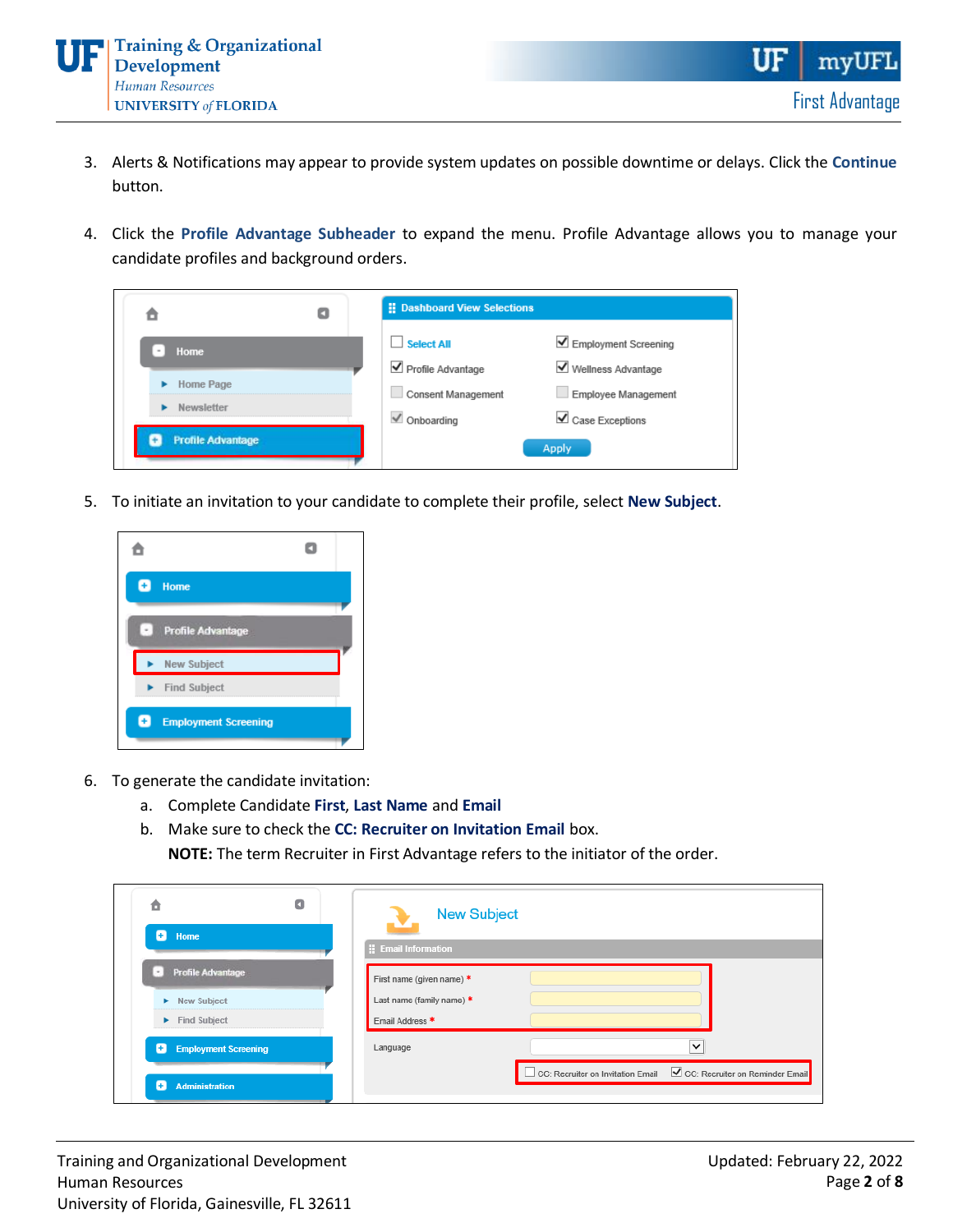3. Alerts & Notifications may appear to provide system updates on possible downtime or delays. Click the **Continue** button.

4. Click the **Profile Advantage Subheader** to expand the menu. Profile Advantage allows you to manage your candidate profiles and background orders.

5. To initiate an invitation to your candidate to complete their profile, select **New Subject**.

6. To generate the candidate invitation:
   a. Complete Candidate **First**, **Last Name** and **Email**
   b. Make sure to check the **CC: Recruiter on Invitation Email** box.
   **NOTE:** The term Recruiter in First Advantage refers to the initiator of the order.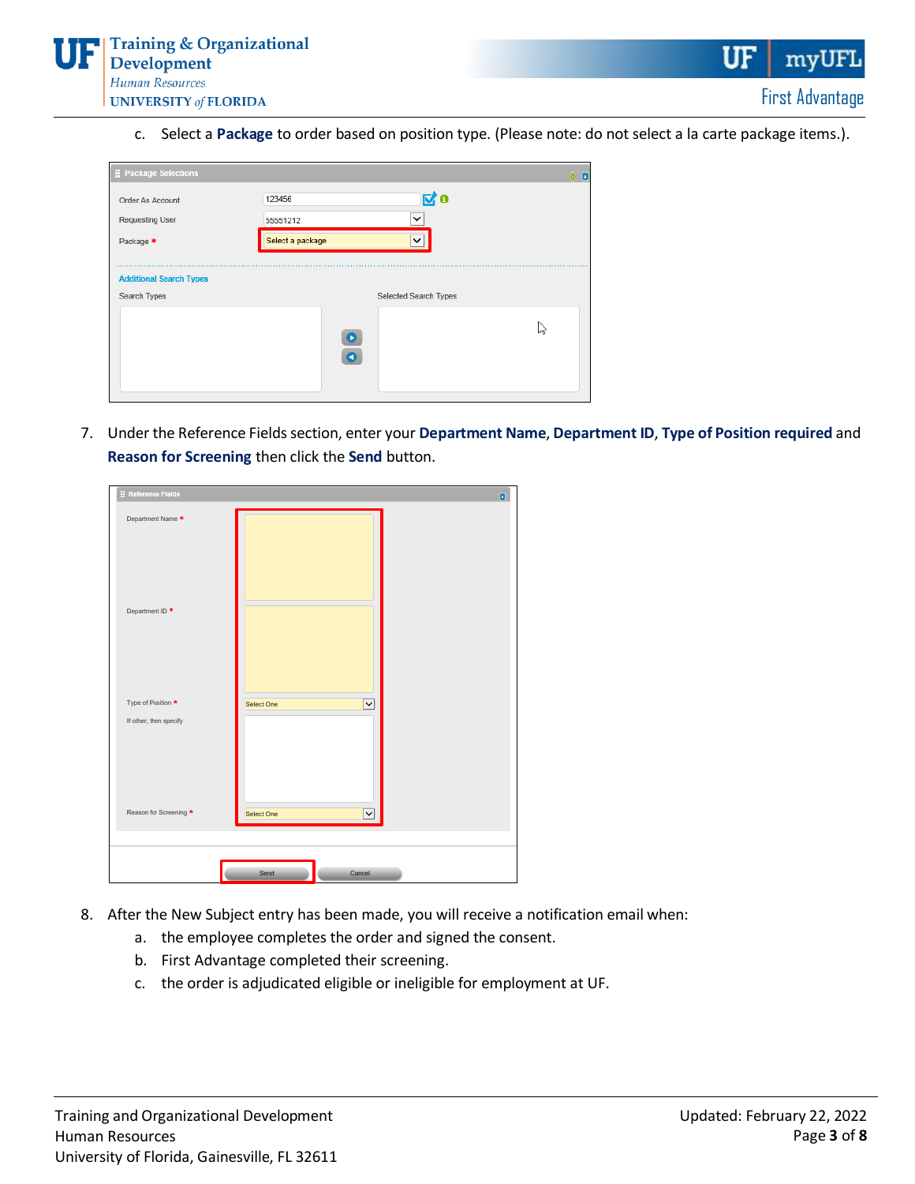c. Select a **Package** to order based on position type. (Please note: do not select a la carte package items.).

7. Under the Reference Fields section, enter your **Department Name**, **Department ID**, **Type of Position required** and **Reason for Screening** then click the **Send** button.

8. After the New Subject entry has been made, you will receive a notification email when:
   a. the employee completes the order and signed the consent.
   b. First Advantage completed their screening.
   c. the order is adjudicated eligible or ineligible for employment at UF.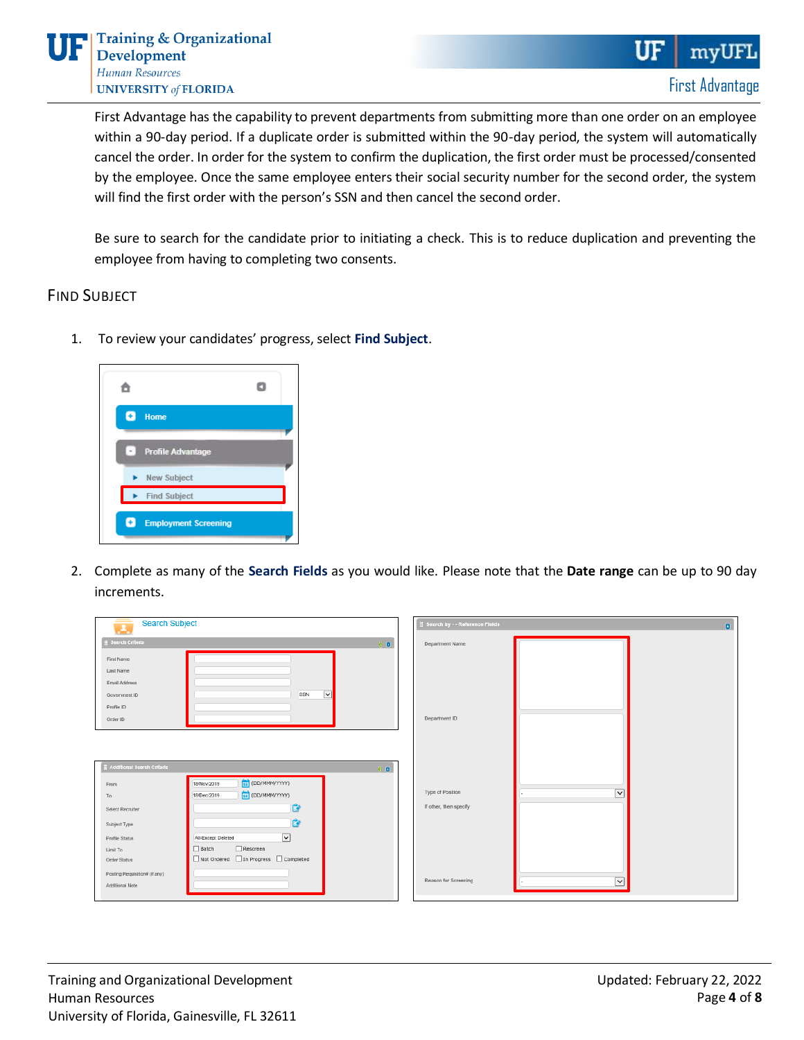First Advantage has the capability to prevent departments from submitting more than one order on an employee within a 90-day period. If a duplicate order is submitted within the 90-day period, the system will automatically cancel the order. In order for the system to confirm the duplication, the first order must be processed/consented by the employee. Once the same employee enters their social security number for the second order, the system will find the first order with the person's SSN and then cancel the second order.

Be sure to search for the candidate prior to initiating a check. This is to reduce duplication and preventing the employee from having to completing two consents.

## Find Subject

1. To review your candidates' progress, select **Find Subject**.

2. Complete as many of the **Search Fields** as you would like. Please note that the **Date range** can be up to 90 day increments.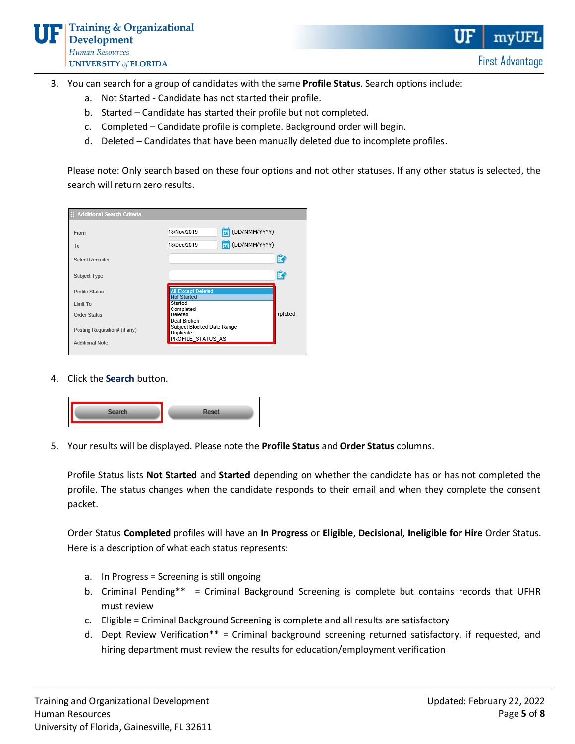3. You can search for a group of candidates with the same **Profile Status**. Search options include:
   a. Not Started - Candidate has not started their profile.
   b. Started – Candidate has started their profile but not completed.
   c. Completed – Candidate profile is complete. Background order will begin.
   d. Deleted – Candidates that have been manually deleted due to incomplete profiles.

   Please note: Only search based on these four options and not other statuses. If any other status is selected, the search will return zero results.

4. Click the **Search** button.

5. Your results will be displayed. Please note the **Profile Status** and **Order Status** columns.

   Profile Status lists **Not Started** and **Started** depending on whether the candidate has or has not completed the profile. The status changes when the candidate responds to their email and when they complete the consent packet.

   Order Status **Completed** profiles will have an **In Progress** or **Eligible**, **Decisional**, **Ineligible for Hire** Order Status. Here is a description of what each status represents:

   a. In Progress = Screening is still ongoing
   b. Criminal Pending** = Criminal Background Screening is complete but contains records that UFHR must review
   c. Eligible = Criminal Background Screening is complete and all results are satisfactory
   d. Dept Review Verification** = Criminal background screening returned satisfactory, if requested, and hiring department must review the results for education/employment verification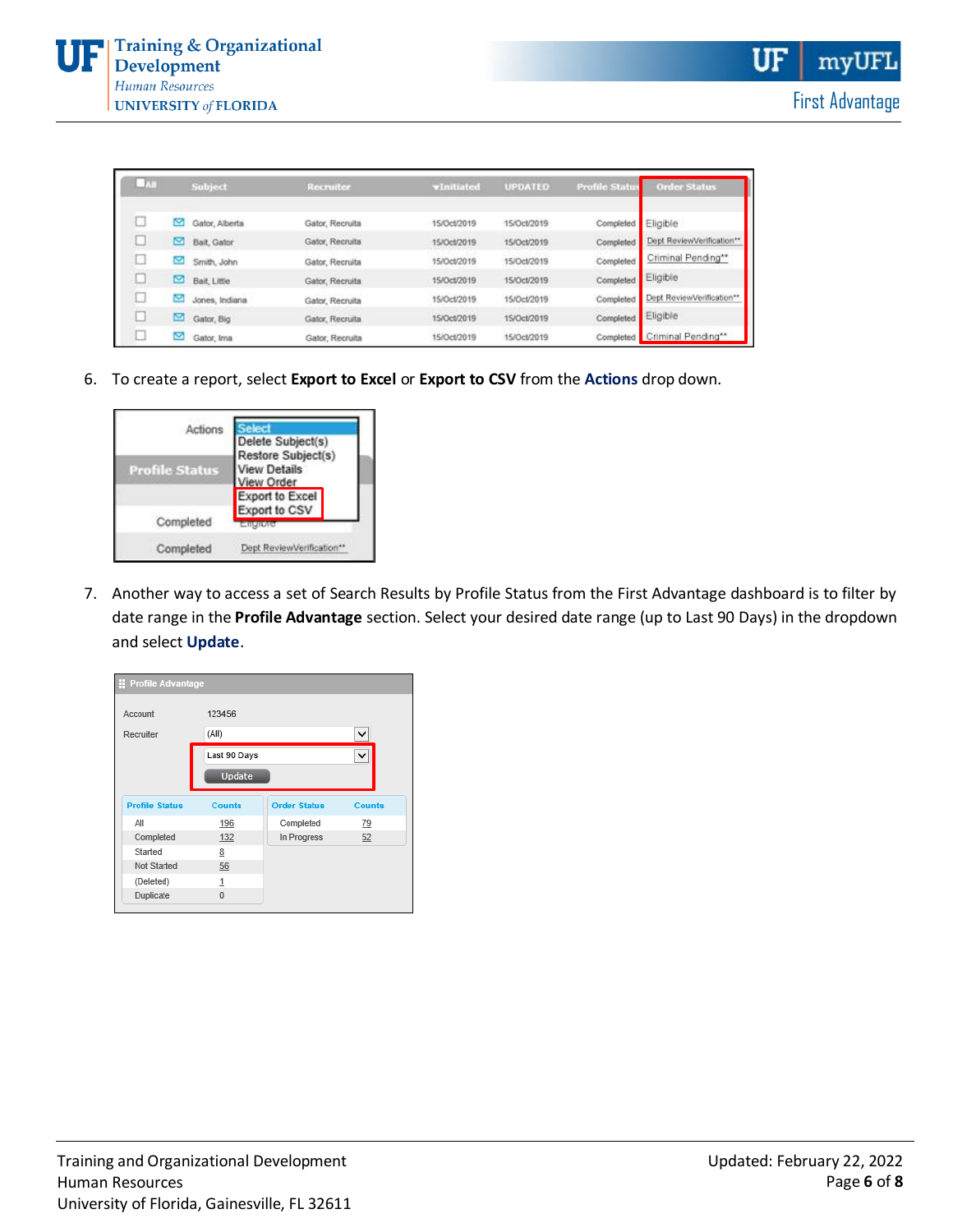6. To create a report, select **Export to Excel** or **Export to CSV** from the **Actions** drop down.

7. Another way to access a set of Search Results by Profile Status from the First Advantage dashboard is to filter by date range in the **Profile Advantage** section. Select your desired date range (up to Last 90 Days) in the dropdown and select **Update**.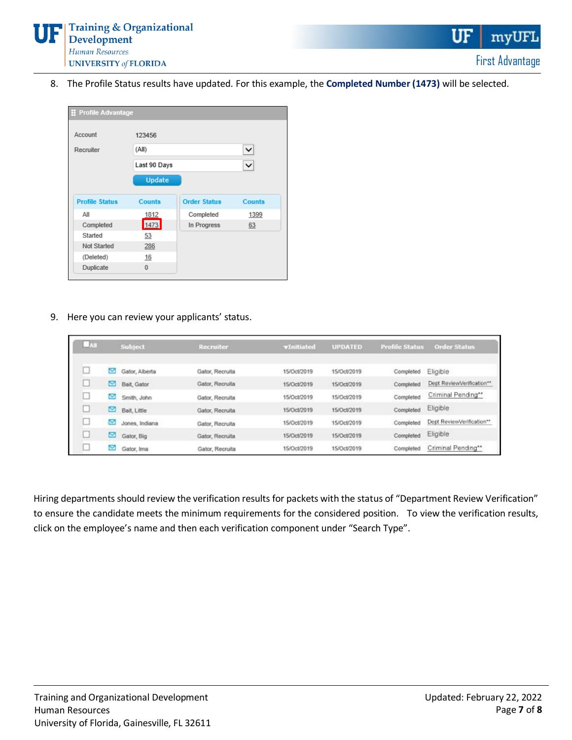8. The Profile Status results have updated. For this example, the **Completed Number (1473)** will be selected.

**Profile Advantage**

| | |
|---|---|
| Account | 123456 |
| Recruiter | (All) |
| | Last 90 Days |
| | Update |

| Profile Status | Counts |
|---|---|
| All | 1812 |
| Completed | 1473 |
| Started | 53 |
| Not Started | 286 |
| (Deleted) | 16 |
| Duplicate | 0 |

| Order Status | Counts |
|---|---|
| Completed | 1399 |
| In Progress | 63 |

9. Here you can review your applicants' status.

| All | Subject | Recruiter | Initiated | UPDATED | Profile Status | Order Status |
|---|---|---|---|---|---|---|
| ☐ | Gator, Alberta | Gator, Recruita | 15/Oct/2019 | 15/Oct/2019 | Completed | Eligible |
| ☐ | Bait, Gator | Gator, Recruita | 15/Oct/2019 | 15/Oct/2019 | Completed | Dept ReviewVerification** |
| ☐ | Smith, John | Gator, Recruita | 15/Oct/2019 | 15/Oct/2019 | Completed | Criminal Pending** |
| ☐ | Bait, Little | Gator, Recruita | 15/Oct/2019 | 15/Oct/2019 | Completed | Eligible |
| ☐ | Jones, Indiana | Gator, Recruita | 15/Oct/2019 | 15/Oct/2019 | Completed | Dept ReviewVerification** |
| ☐ | Gator, Big | Gator, Recruita | 15/Oct/2019 | 15/Oct/2019 | Completed | Eligible |
| ☐ | Gator, Ima | Gator, Recruita | 15/Oct/2019 | 15/Oct/2019 | Completed | Criminal Pending** |

Hiring departments should review the verification results for packets with the status of "Department Review Verification" to ensure the candidate meets the minimum requirements for the considered position. To view the verification results, click on the employee's name and then each verification component under "Search Type".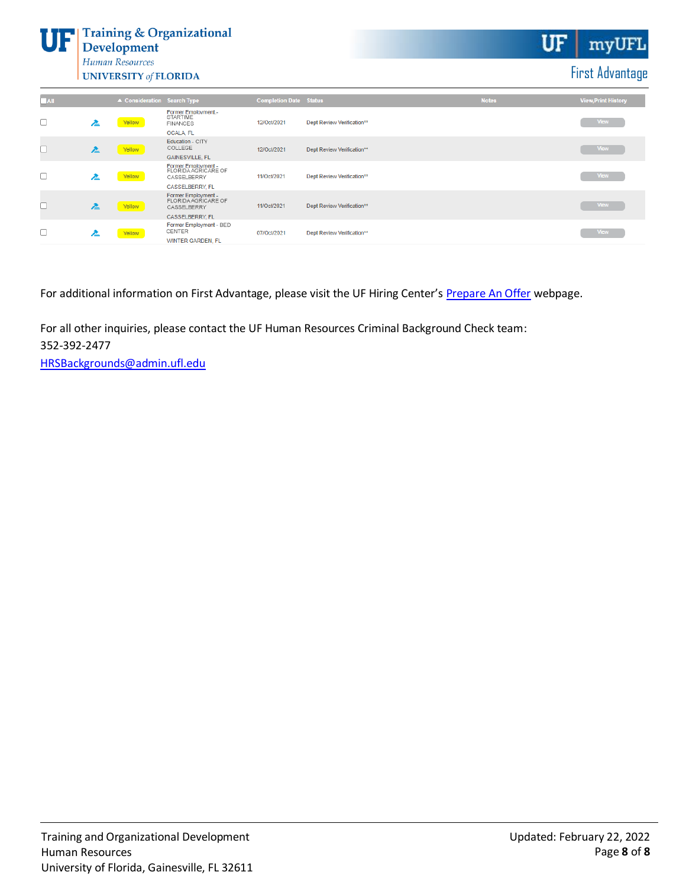| All | | ▲ Consideration | Search Type | Completion Date | Status | Notes | View,Print History |
|---|---|---|---|---|---|---|---|
| | | Yellow | Former Employment - STARTIME FINANCES OCALA, FL | 12/Oct/2021 | Dept Review Verification** | | View |
| | | Yellow | Education - CITY COLLEGE GAINESVILLE, FL | 12/Oct/2021 | Dept Review Verification** | | View |
| | | Yellow | Former Employment - FLORIDA AGRICARE OF CASSELBERRY CASSELBERRY, FL | 11/Oct/2021 | Dept Review Verification** | | View |
| | | Yellow | Former Employment - FLORIDA AGRICARE OF CASSELBERRY CASSELBERRY, FL | 11/Oct/2021 | Dept Review Verification** | | View |
| | | Yellow | Former Employment - BED CENTER WINTER GARDEN, FL | 07/Oct/2021 | Dept Review Verification** | | View |

For additional information on First Advantage, please visit the UF Hiring Center's Prepare An Offer webpage.

For all other inquiries, please contact the UF Human Resources Criminal Background Check team:
352-392-2477
HRSBackgrounds@admin.ufl.edu